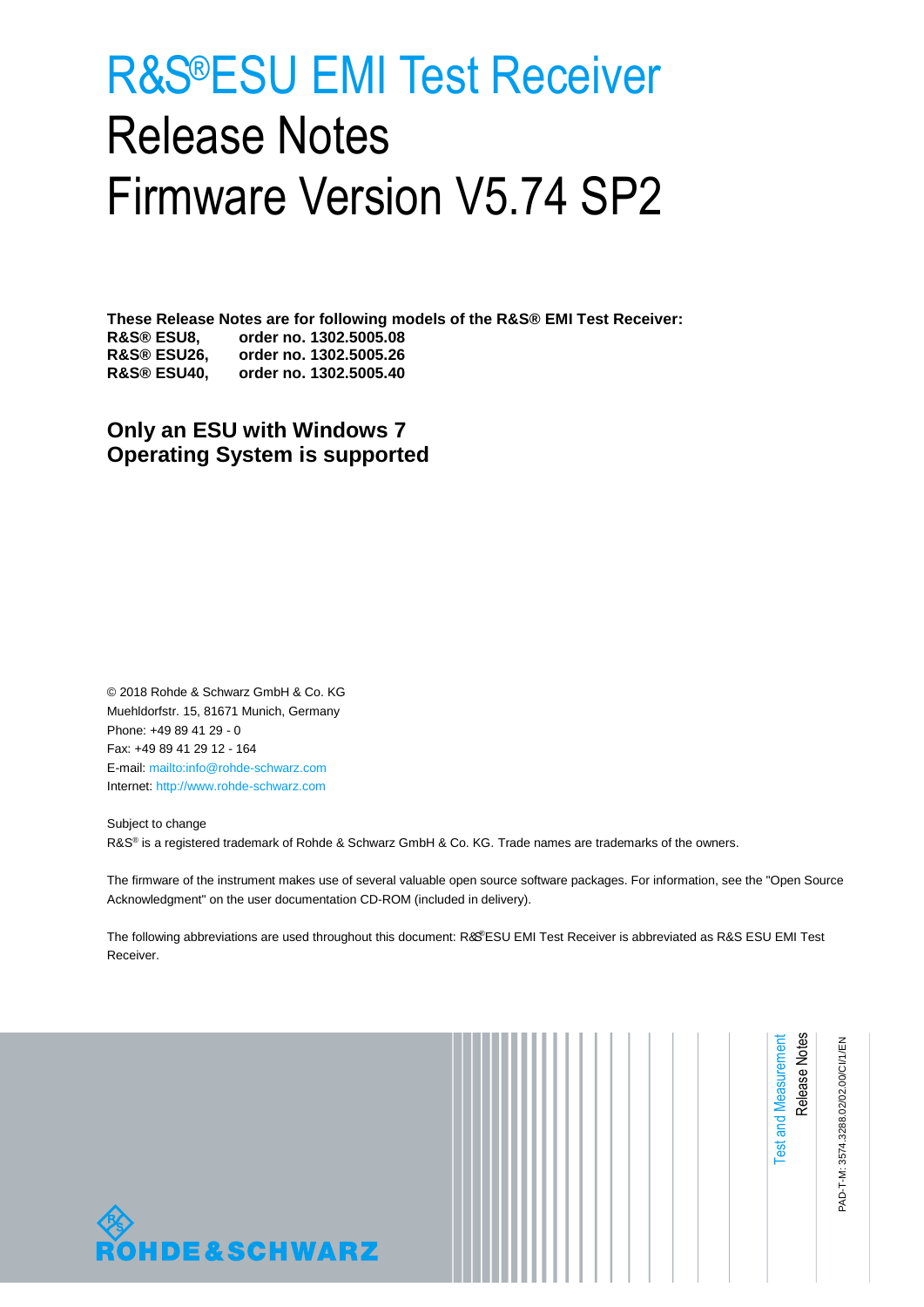# R&S®ESU EMI Test Receiver
# Release Notes
# Firmware Version V5.74 SP2

**These Release Notes are for following models of the R&S® EMI Test Receiver:**
**R&S® ESU8, order no. 1302.5005.08**
**R&S® ESU26, order no. 1302.5005.26**
**R&S® ESU40, order no. 1302.5005.40**

## Only an ESU with Windows 7 Operating System is supported

© 2018 Rohde & Schwarz GmbH & Co. KG
Muehldorfstr. 15, 81671 Munich, Germany
Phone: +49 89 41 29 - 0
Fax: +49 89 41 29 12 - 164
E-mail: mailto:info@rohde-schwarz.com
Internet: http://www.rohde-schwarz.com

Subject to change
R&S® is a registered trademark of Rohde & Schwarz GmbH & Co. KG. Trade names are trademarks of the owners.

The firmware of the instrument makes use of several valuable open source software packages. For information, see the "Open Source Acknowledgment" on the user documentation CD-ROM (included in delivery).

The following abbreviations are used throughout this document: R&S®ESU EMI Test Receiver is abbreviated as R&S ESU EMI Test Receiver.

Test and Measurement
Release Notes

PAD-T-M: 3574.3288.02/02.00/CI/1/EN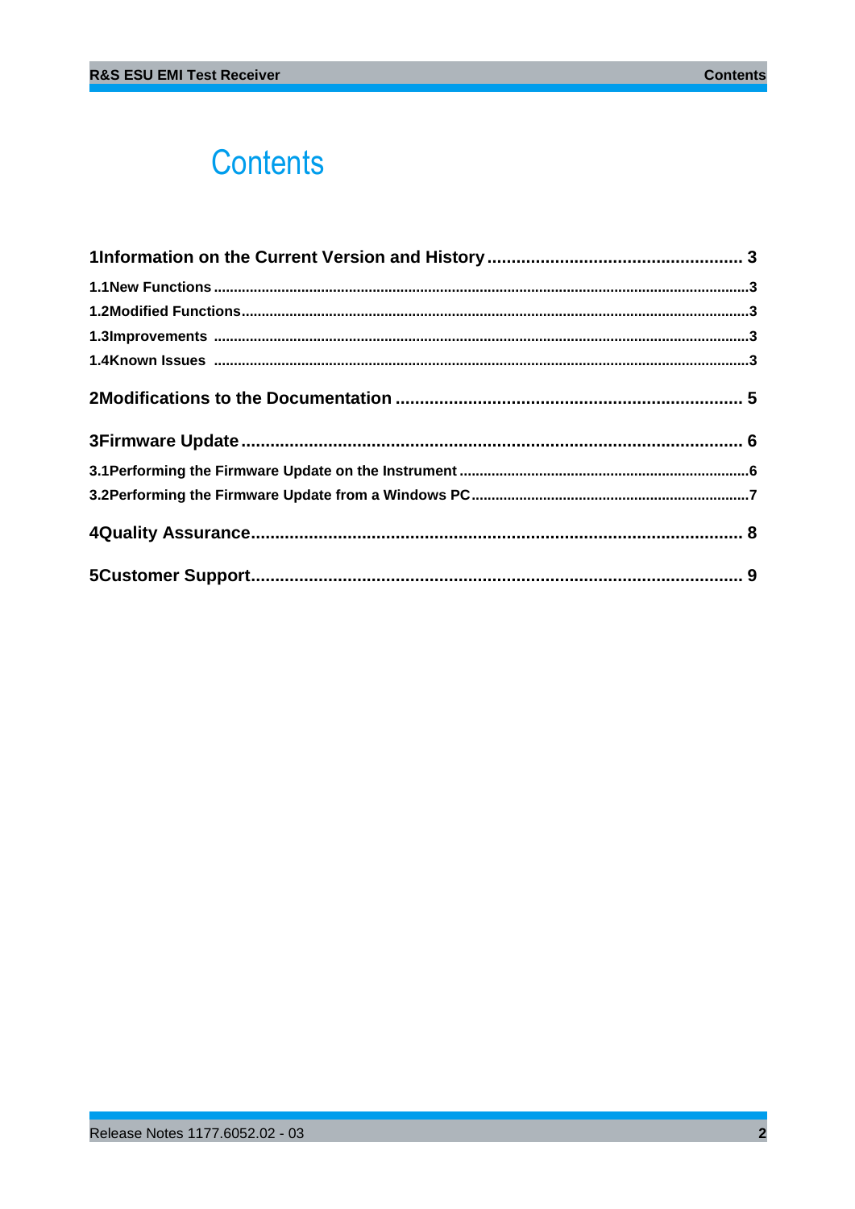# Contents

**1 Information on the Current Version and History .................................................... 3**

1.1 New Functions .....................................................................................................................3

1.2 Modified Functions..............................................................................................................3

1.3 Improvements .....................................................................................................................3

1.4 Known Issues .....................................................................................................................3

**2 Modifications to the Documentation ....................................................................... 5**

**3 Firmware Update ...................................................................................................... 6**

3.1 Performing the Firmware Update on the Instrument ........................................................................6

3.2 Performing the Firmware Update from a Windows PC.....................................................................7

**4 Quality Assurance..................................................................................................... 8**

**5 Customer Support..................................................................................................... 9**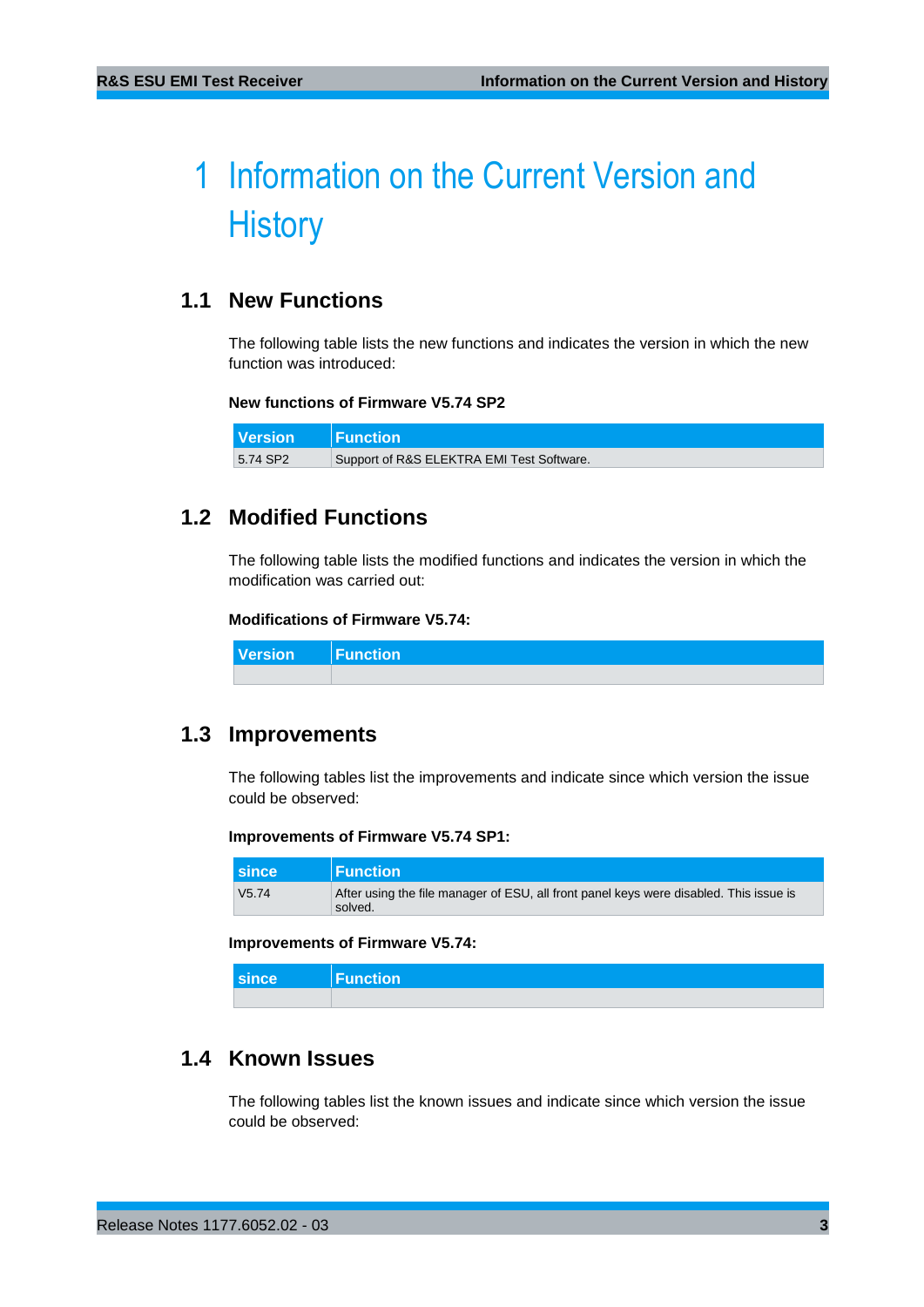# 1 Information on the Current Version and History

## 1.1 New Functions

The following table lists the new functions and indicates the version in which the new function was introduced:

**New functions of Firmware V5.74 SP2**

| Version | Function |
| --- | --- |
| 5.74 SP2 | Support of R&S ELEKTRA EMI Test Software. |

## 1.2 Modified Functions

The following table lists the modified functions and indicates the version in which the modification was carried out:

**Modifications of Firmware V5.74:**

| Version | Function |
| --- | --- |
| | |

## 1.3 Improvements

The following tables list the improvements and indicate since which version the issue could be observed:

**Improvements of Firmware V5.74 SP1:**

| since | Function |
| --- | --- |
| V5.74 | After using the file manager of ESU, all front panel keys were disabled. This issue is solved. |

**Improvements of Firmware V5.74:**

| since | Function |
| --- | --- |
| | |

## 1.4 Known Issues

The following tables list the known issues and indicate since which version the issue could be observed: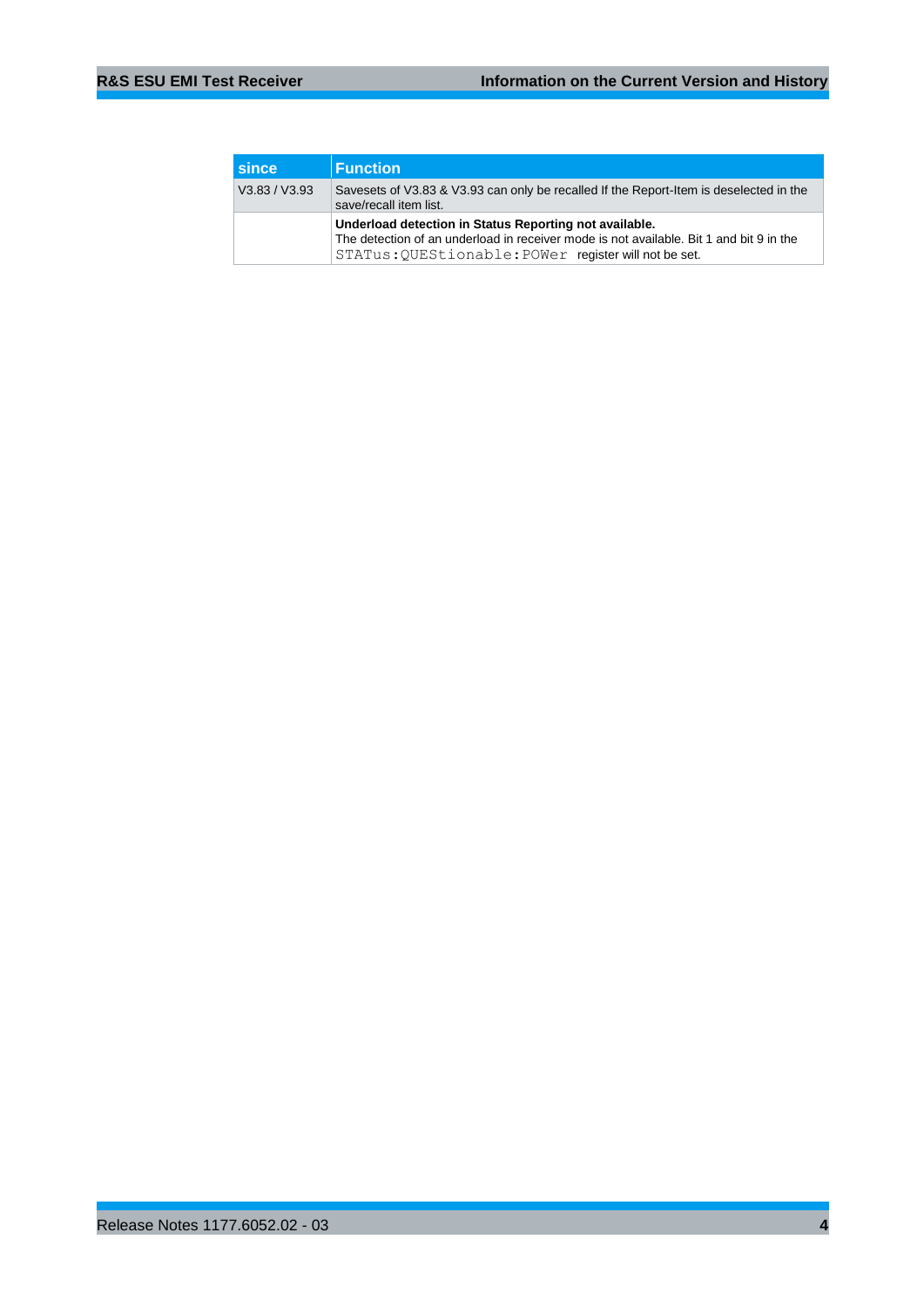| since | Function |
| --- | --- |
| V3.83 / V3.93 | Savesets of V3.83 & V3.93 can only be recalled If the Report-Item is deselected in the save/recall item list. |
| | **Underload detection in Status Reporting not available.** The detection of an underload in receiver mode is not available. Bit 1 and bit 9 in the `STATus:QUEStionable:POWer` register will not be set. |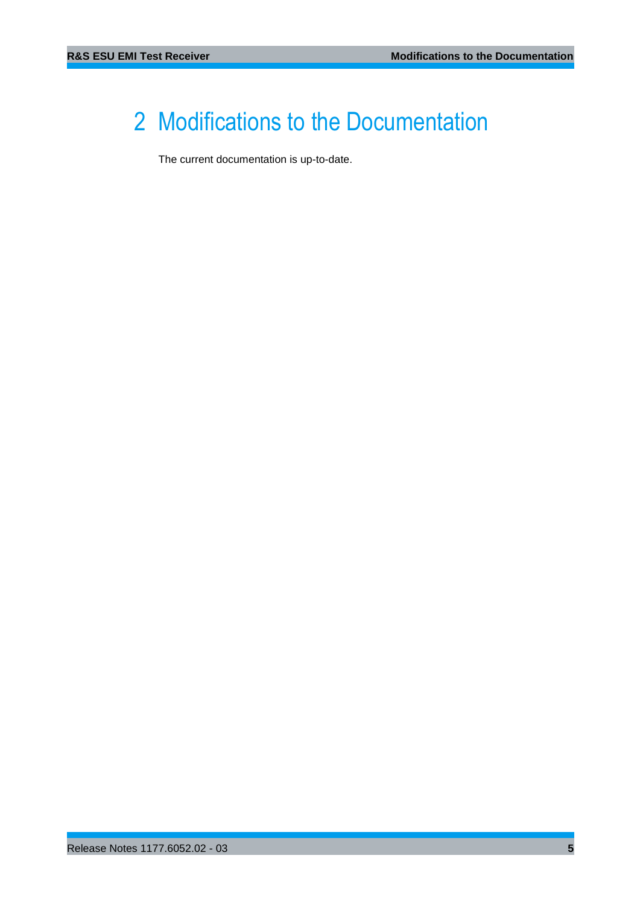# 2 Modifications to the Documentation

The current documentation is up-to-date.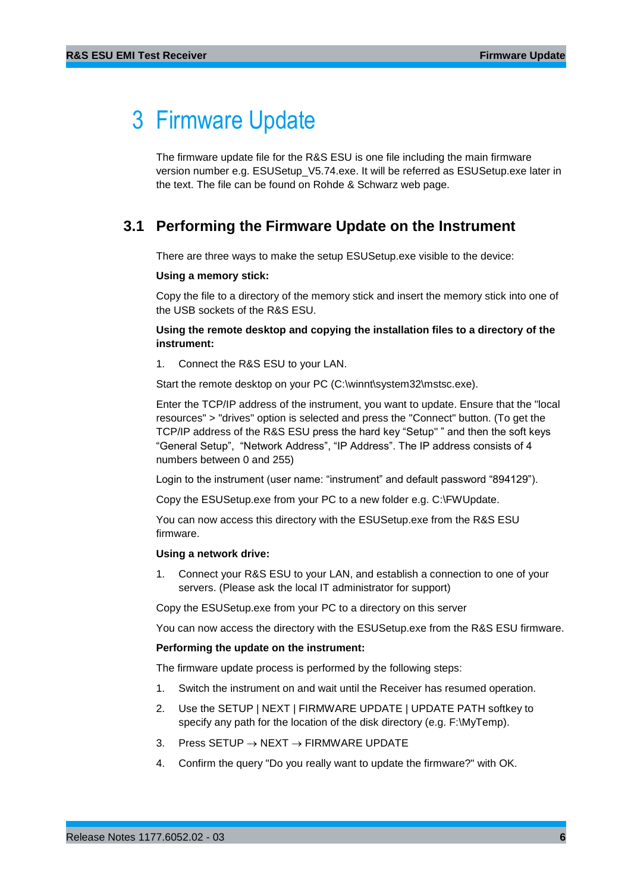# 3 Firmware Update

The firmware update file for the R&S ESU is one file including the main firmware version number e.g. ESUSetup_V5.74.exe. It will be referred as ESUSetup.exe later in the text. The file can be found on Rohde & Schwarz web page.

## 3.1 Performing the Firmware Update on the Instrument

There are three ways to make the setup ESUSetup.exe visible to the device:

**Using a memory stick:**

Copy the file to a directory of the memory stick and insert the memory stick into one of the USB sockets of the R&S ESU.

**Using the remote desktop and copying the installation files to a directory of the instrument:**

1. Connect the R&S ESU to your LAN.

Start the remote desktop on your PC (C:\winnt\system32\mstsc.exe).

Enter the TCP/IP address of the instrument, you want to update. Ensure that the "local resources" > "drives" option is selected and press the "Connect" button. (To get the TCP/IP address of the R&S ESU press the hard key “Setup" ” and then the soft keys “General Setup”, “Network Address”, “IP Address”. The IP address consists of 4 numbers between 0 and 255)

Login to the instrument (user name: “instrument” and default password “894129”).

Copy the ESUSetup.exe from your PC to a new folder e.g. C:\FWUpdate.

You can now access this directory with the ESUSetup.exe from the R&S ESU firmware.

**Using a network drive:**

1. Connect your R&S ESU to your LAN, and establish a connection to one of your servers. (Please ask the local IT administrator for support)

Copy the ESUSetup.exe from your PC to a directory on this server

You can now access the directory with the ESUSetup.exe from the R&S ESU firmware.

**Performing the update on the instrument:**

The firmware update process is performed by the following steps:

1. Switch the instrument on and wait until the Receiver has resumed operation.
2. Use the SETUP | NEXT | FIRMWARE UPDATE | UPDATE PATH softkey to specify any path for the location of the disk directory (e.g. F:\MyTemp).
3. Press SETUP → NEXT → FIRMWARE UPDATE
4. Confirm the query "Do you really want to update the firmware?" with OK.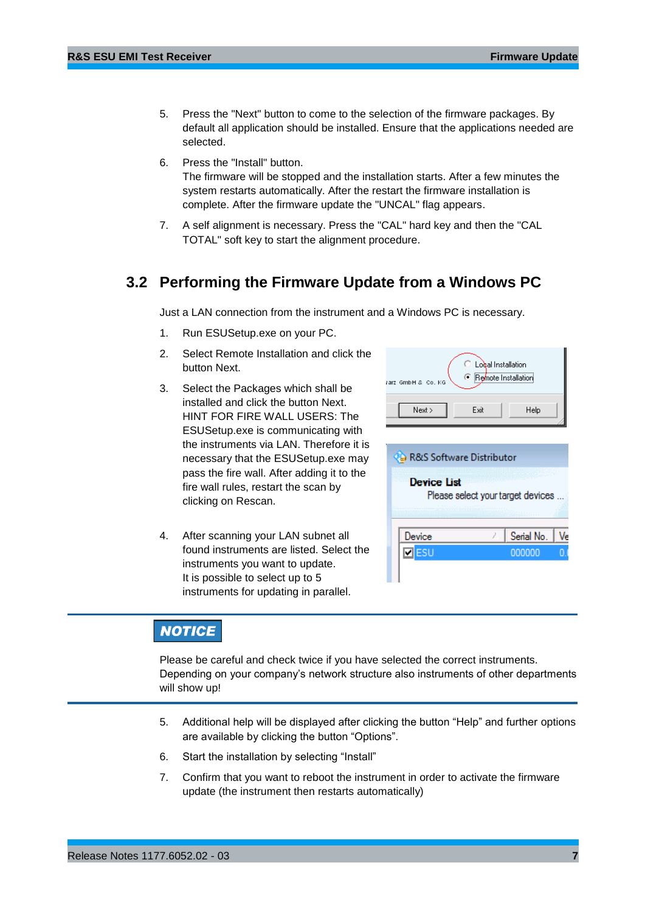5. Press the "Next" button to come to the selection of the firmware packages. By default all application should be installed. Ensure that the applications needed are selected.
6. Press the "Install" button.
   The firmware will be stopped and the installation starts. After a few minutes the system restarts automatically. After the restart the firmware installation is complete. After the firmware update the "UNCAL" flag appears.
7. A self alignment is necessary. Press the "CAL" hard key and then the "CAL TOTAL" soft key to start the alignment procedure.

## 3.2 Performing the Firmware Update from a Windows PC

Just a LAN connection from the instrument and a Windows PC is necessary.

1. Run ESUSetup.exe on your PC.
2. Select Remote Installation and click the button Next.
3. Select the Packages which shall be installed and click the button Next.
   HINT FOR FIRE WALL USERS: The ESUSetup.exe is communicating with the instruments via LAN. Therefore it is necessary that the ESUSetup.exe may pass the fire wall. After adding it to the fire wall rules, restart the scan by clicking on Rescan.
4. After scanning your LAN subnet all found instruments are listed. Select the instruments you want to update.
   It is possible to select up to 5 instruments for updating in parallel.

**NOTICE**

Please be careful and check twice if you have selected the correct instruments. Depending on your company's network structure also instruments of other departments will show up!

5. Additional help will be displayed after clicking the button "Help" and further options are available by clicking the button "Options".
6. Start the installation by selecting "Install"
7. Confirm that you want to reboot the instrument in order to activate the firmware update (the instrument then restarts automatically)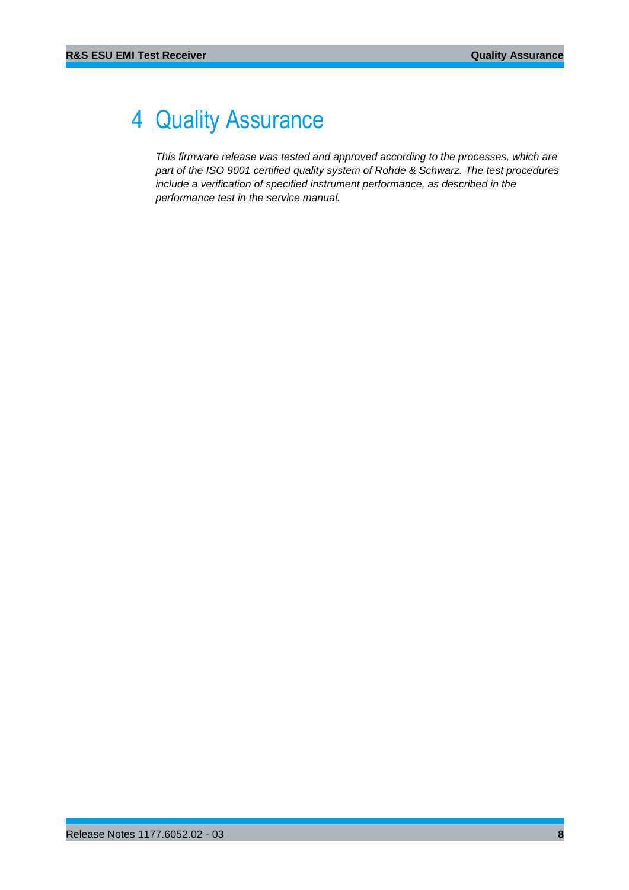# 4 Quality Assurance

*This firmware release was tested and approved according to the processes, which are part of the ISO 9001 certified quality system of Rohde & Schwarz. The test procedures include a verification of specified instrument performance, as described in the performance test in the service manual.*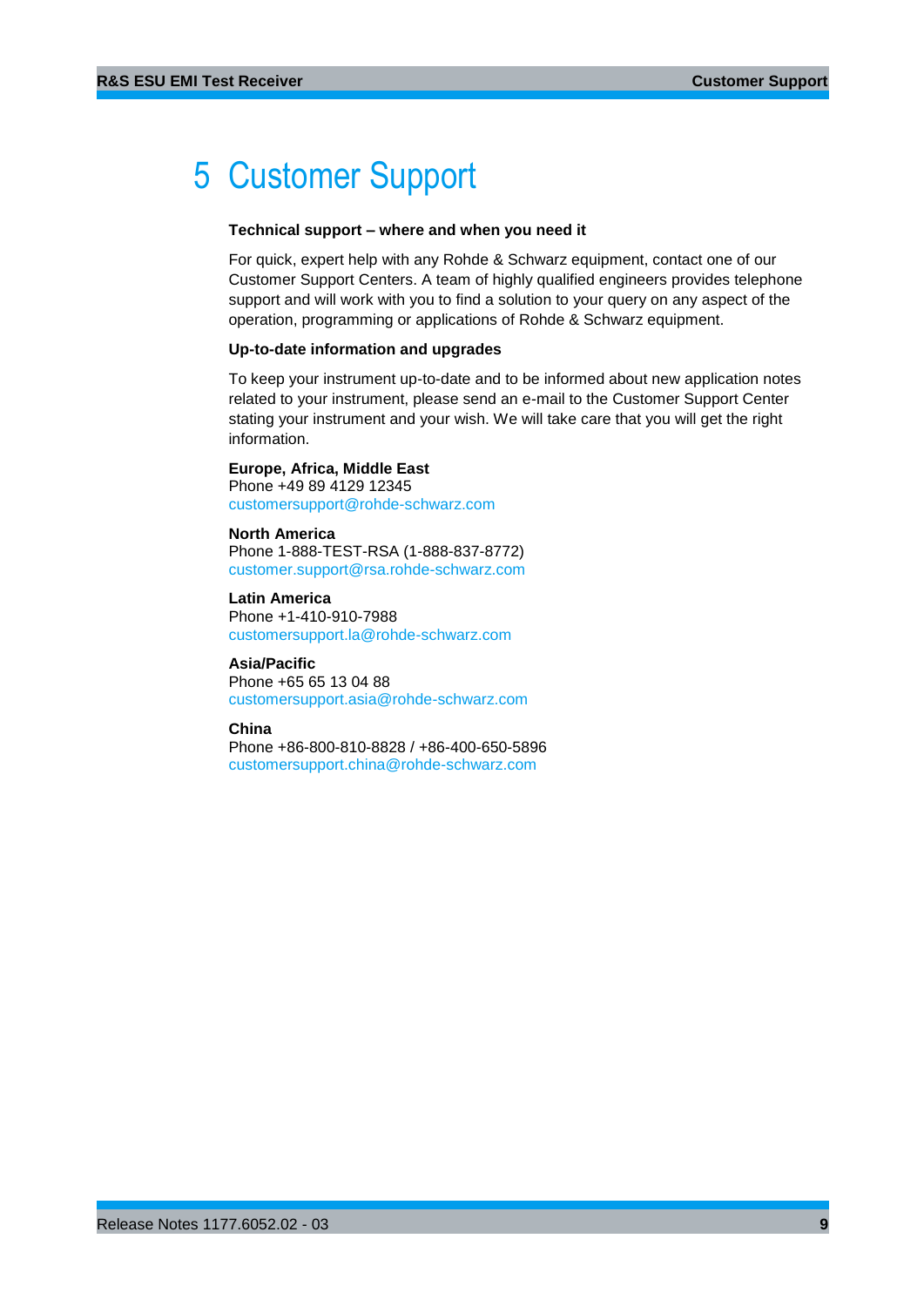# 5 Customer Support

**Technical support – where and when you need it**

For quick, expert help with any Rohde & Schwarz equipment, contact one of our Customer Support Centers. A team of highly qualified engineers provides telephone support and will work with you to find a solution to your query on any aspect of the operation, programming or applications of Rohde & Schwarz equipment.

**Up-to-date information and upgrades**

To keep your instrument up-to-date and to be informed about new application notes related to your instrument, please send an e-mail to the Customer Support Center stating your instrument and your wish. We will take care that you will get the right information.

**Europe, Africa, Middle East**
Phone +49 89 4129 12345
customersupport@rohde-schwarz.com

**North America**
Phone 1-888-TEST-RSA (1-888-837-8772)
customer.support@rsa.rohde-schwarz.com

**Latin America**
Phone +1-410-910-7988
customersupport.la@rohde-schwarz.com

**Asia/Pacific**
Phone +65 65 13 04 88
customersupport.asia@rohde-schwarz.com

**China**
Phone +86-800-810-8828 / +86-400-650-5896
customersupport.china@rohde-schwarz.com